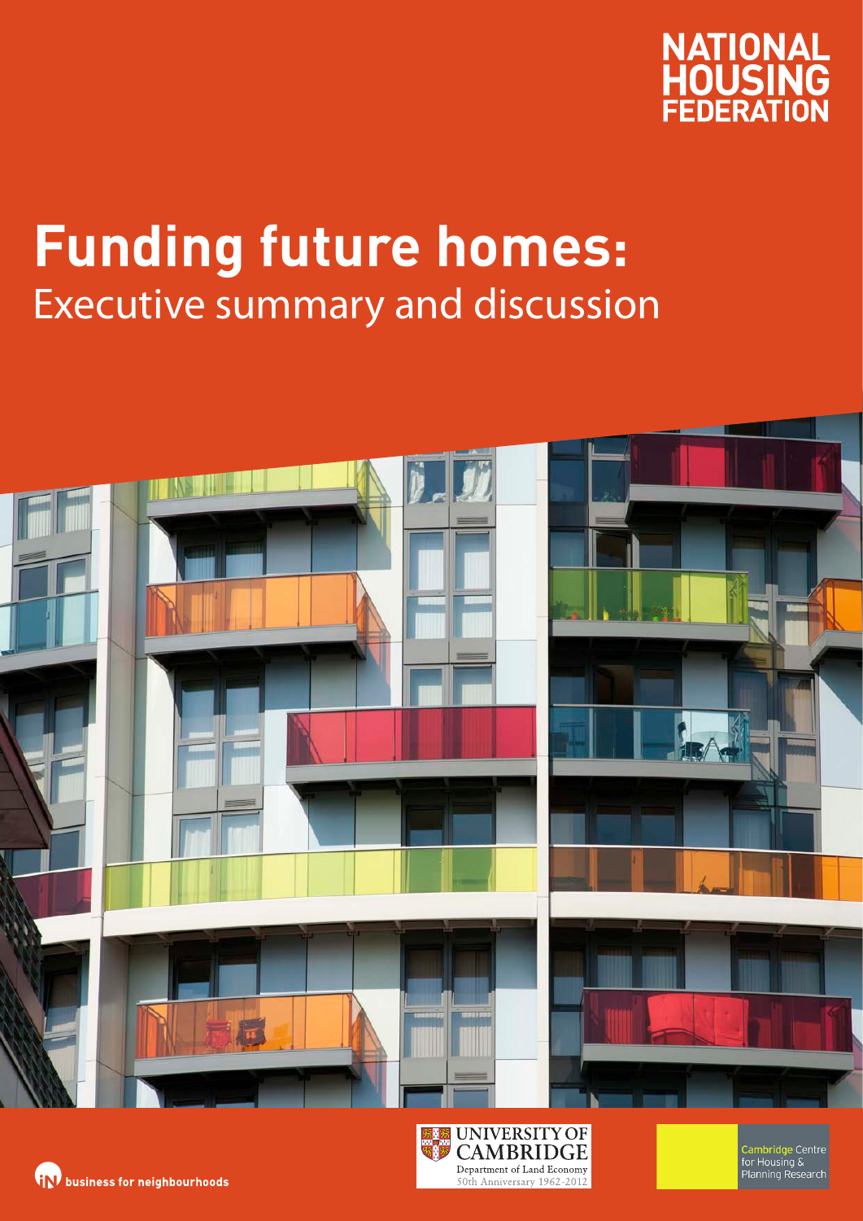NATIONAL HOUSING FEDERATION

# Funding future homes:

## Executive summary and discussion

business for neighbourhoods

UNIVERSITY OF CAMBRIDGE
Department of Land Economy
50th Anniversary 1962-2012

Cambridge Centre for Housing & Planning Research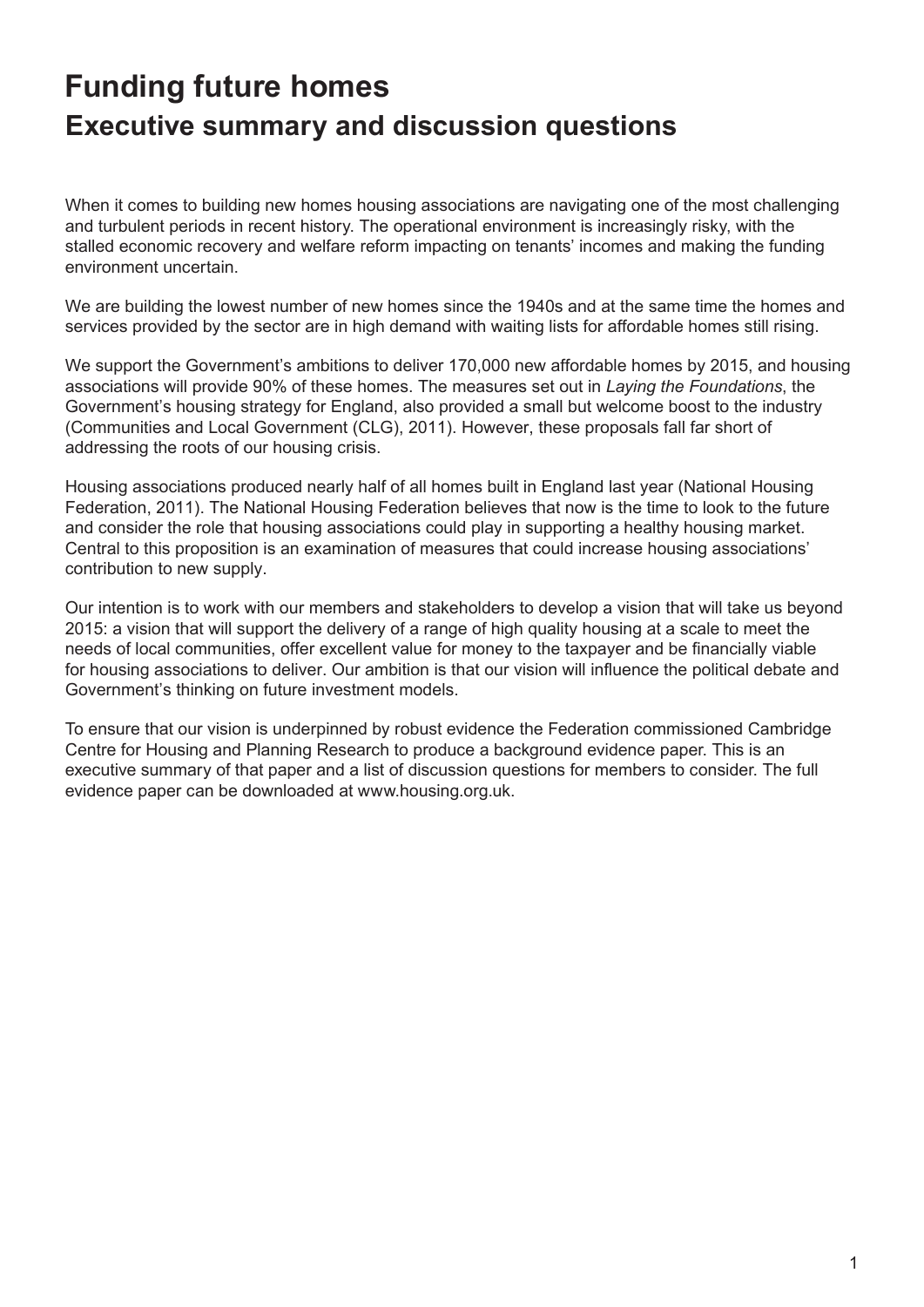# Funding future homes

## Executive summary and discussion questions

When it comes to building new homes housing associations are navigating one of the most challenging and turbulent periods in recent history. The operational environment is increasingly risky, with the stalled economic recovery and welfare reform impacting on tenants' incomes and making the funding environment uncertain.

We are building the lowest number of new homes since the 1940s and at the same time the homes and services provided by the sector are in high demand with waiting lists for affordable homes still rising.

We support the Government's ambitions to deliver 170,000 new affordable homes by 2015, and housing associations will provide 90% of these homes. The measures set out in *Laying the Foundations*, the Government's housing strategy for England, also provided a small but welcome boost to the industry (Communities and Local Government (CLG), 2011). However, these proposals fall far short of addressing the roots of our housing crisis.

Housing associations produced nearly half of all homes built in England last year (National Housing Federation, 2011). The National Housing Federation believes that now is the time to look to the future and consider the role that housing associations could play in supporting a healthy housing market. Central to this proposition is an examination of measures that could increase housing associations' contribution to new supply.

Our intention is to work with our members and stakeholders to develop a vision that will take us beyond 2015: a vision that will support the delivery of a range of high quality housing at a scale to meet the needs of local communities, offer excellent value for money to the taxpayer and be financially viable for housing associations to deliver. Our ambition is that our vision will influence the political debate and Government's thinking on future investment models.

To ensure that our vision is underpinned by robust evidence the Federation commissioned Cambridge Centre for Housing and Planning Research to produce a background evidence paper. This is an executive summary of that paper and a list of discussion questions for members to consider. The full evidence paper can be downloaded at www.housing.org.uk.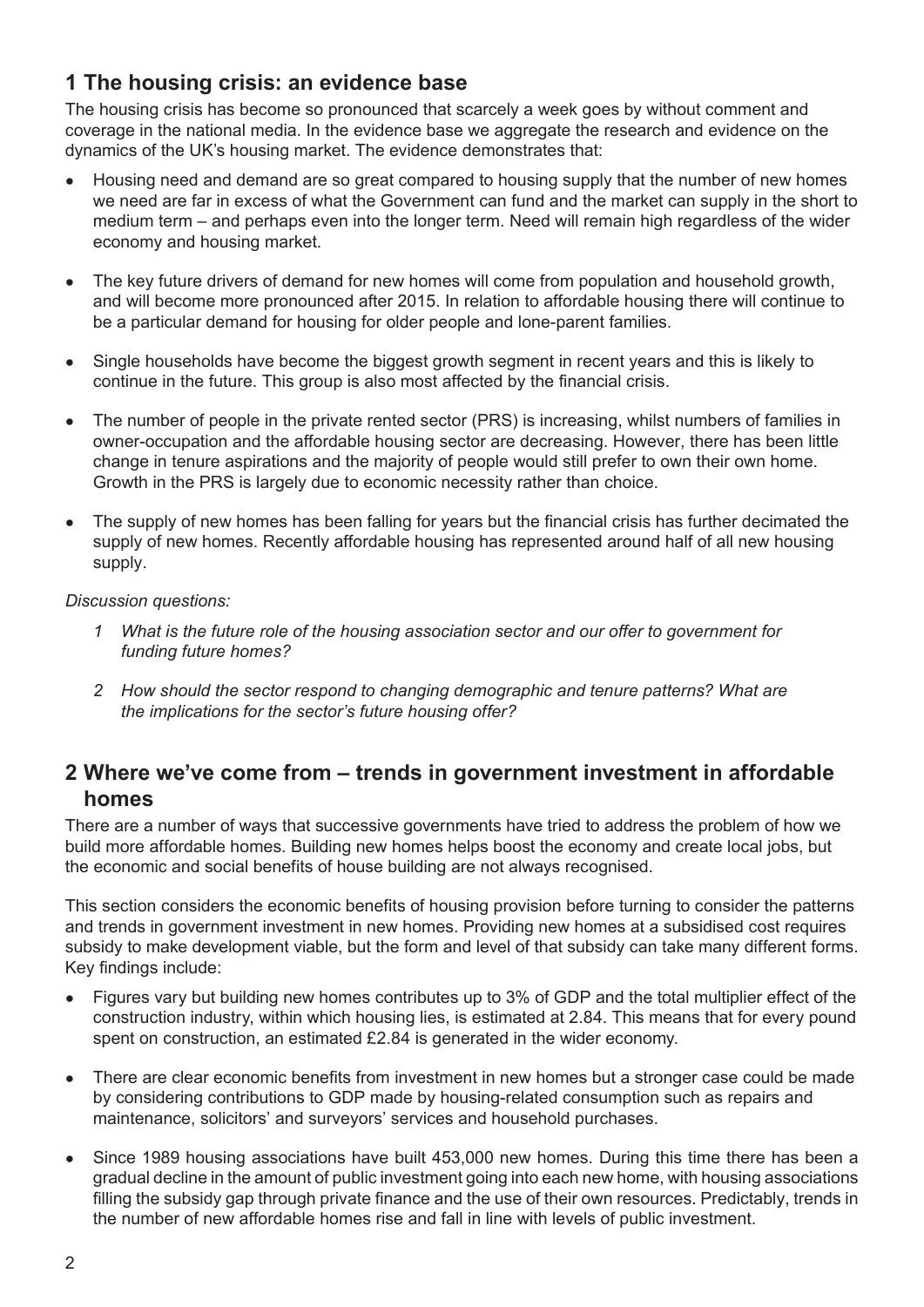## 1 The housing crisis: an evidence base

The housing crisis has become so pronounced that scarcely a week goes by without comment and coverage in the national media. In the evidence base we aggregate the research and evidence on the dynamics of the UK's housing market. The evidence demonstrates that:

- Housing need and demand are so great compared to housing supply that the number of new homes we need are far in excess of what the Government can fund and the market can supply in the short to medium term – and perhaps even into the longer term. Need will remain high regardless of the wider economy and housing market.
- The key future drivers of demand for new homes will come from population and household growth, and will become more pronounced after 2015. In relation to affordable housing there will continue to be a particular demand for housing for older people and lone-parent families.
- Single households have become the biggest growth segment in recent years and this is likely to continue in the future. This group is also most affected by the financial crisis.
- The number of people in the private rented sector (PRS) is increasing, whilst numbers of families in owner-occupation and the affordable housing sector are decreasing. However, there has been little change in tenure aspirations and the majority of people would still prefer to own their own home. Growth in the PRS is largely due to economic necessity rather than choice.
- The supply of new homes has been falling for years but the financial crisis has further decimated the supply of new homes. Recently affordable housing has represented around half of all new housing supply.

*Discussion questions:*

1. *What is the future role of the housing association sector and our offer to government for funding future homes?*
2. *How should the sector respond to changing demographic and tenure patterns? What are the implications for the sector's future housing offer?*

## 2 Where we've come from – trends in government investment in affordable homes

There are a number of ways that successive governments have tried to address the problem of how we build more affordable homes. Building new homes helps boost the economy and create local jobs, but the economic and social benefits of house building are not always recognised.

This section considers the economic benefits of housing provision before turning to consider the patterns and trends in government investment in new homes. Providing new homes at a subsidised cost requires subsidy to make development viable, but the form and level of that subsidy can take many different forms. Key findings include:

- Figures vary but building new homes contributes up to 3% of GDP and the total multiplier effect of the construction industry, within which housing lies, is estimated at 2.84. This means that for every pound spent on construction, an estimated £2.84 is generated in the wider economy.
- There are clear economic benefits from investment in new homes but a stronger case could be made by considering contributions to GDP made by housing-related consumption such as repairs and maintenance, solicitors' and surveyors' services and household purchases.
- Since 1989 housing associations have built 453,000 new homes. During this time there has been a gradual decline in the amount of public investment going into each new home, with housing associations filling the subsidy gap through private finance and the use of their own resources. Predictably, trends in the number of new affordable homes rise and fall in line with levels of public investment.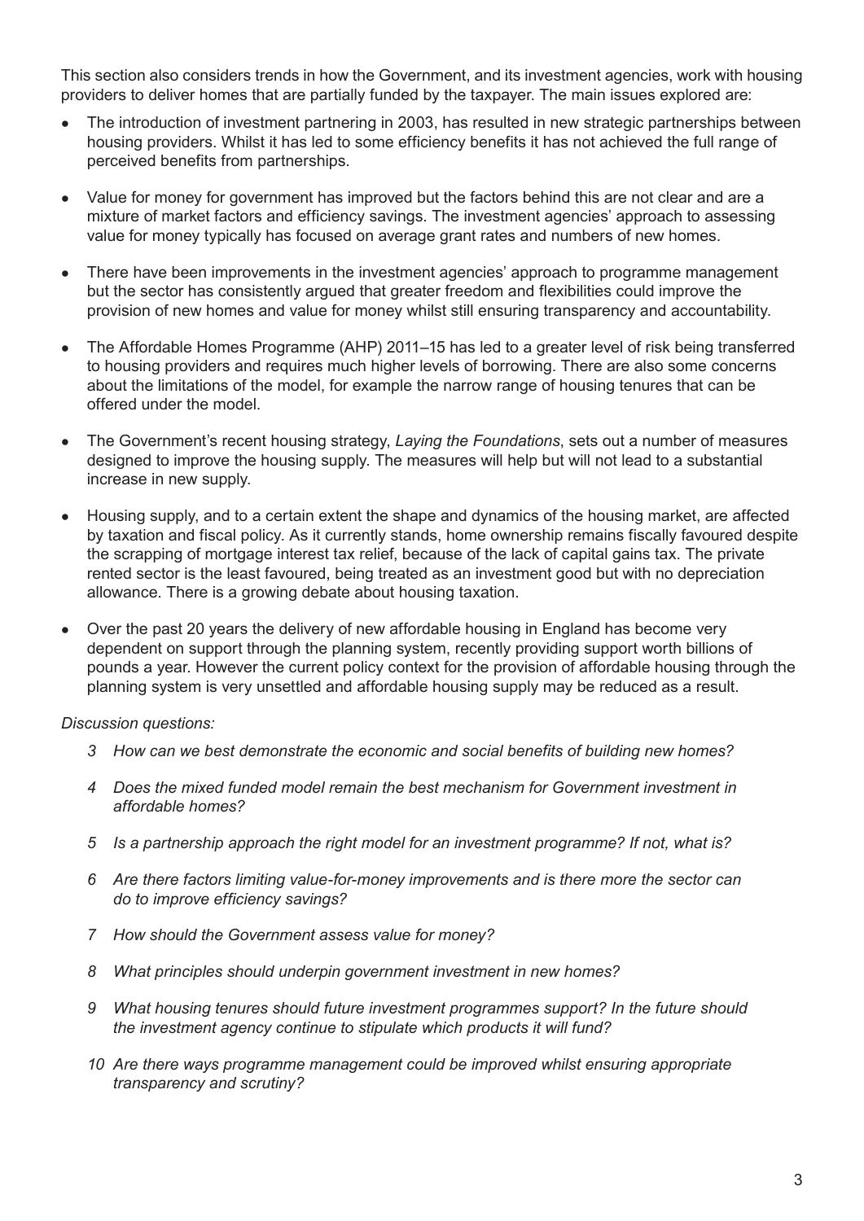This section also considers trends in how the Government, and its investment agencies, work with housing providers to deliver homes that are partially funded by the taxpayer. The main issues explored are:

- The introduction of investment partnering in 2003, has resulted in new strategic partnerships between housing providers. Whilst it has led to some efficiency benefits it has not achieved the full range of perceived benefits from partnerships.
- Value for money for government has improved but the factors behind this are not clear and are a mixture of market factors and efficiency savings. The investment agencies' approach to assessing value for money typically has focused on average grant rates and numbers of new homes.
- There have been improvements in the investment agencies' approach to programme management but the sector has consistently argued that greater freedom and flexibilities could improve the provision of new homes and value for money whilst still ensuring transparency and accountability.
- The Affordable Homes Programme (AHP) 2011–15 has led to a greater level of risk being transferred to housing providers and requires much higher levels of borrowing. There are also some concerns about the limitations of the model, for example the narrow range of housing tenures that can be offered under the model.
- The Government's recent housing strategy, *Laying the Foundations*, sets out a number of measures designed to improve the housing supply. The measures will help but will not lead to a substantial increase in new supply.
- Housing supply, and to a certain extent the shape and dynamics of the housing market, are affected by taxation and fiscal policy. As it currently stands, home ownership remains fiscally favoured despite the scrapping of mortgage interest tax relief, because of the lack of capital gains tax. The private rented sector is the least favoured, being treated as an investment good but with no depreciation allowance. There is a growing debate about housing taxation.
- Over the past 20 years the delivery of new affordable housing in England has become very dependent on support through the planning system, recently providing support worth billions of pounds a year. However the current policy context for the provision of affordable housing through the planning system is very unsettled and affordable housing supply may be reduced as a result.

*Discussion questions:*

3. *How can we best demonstrate the economic and social benefits of building new homes?*
4. *Does the mixed funded model remain the best mechanism for Government investment in affordable homes?*
5. *Is a partnership approach the right model for an investment programme? If not, what is?*
6. *Are there factors limiting value-for-money improvements and is there more the sector can do to improve efficiency savings?*
7. *How should the Government assess value for money?*
8. *What principles should underpin government investment in new homes?*
9. *What housing tenures should future investment programmes support? In the future should the investment agency continue to stipulate which products it will fund?*
10. *Are there ways programme management could be improved whilst ensuring appropriate transparency and scrutiny?*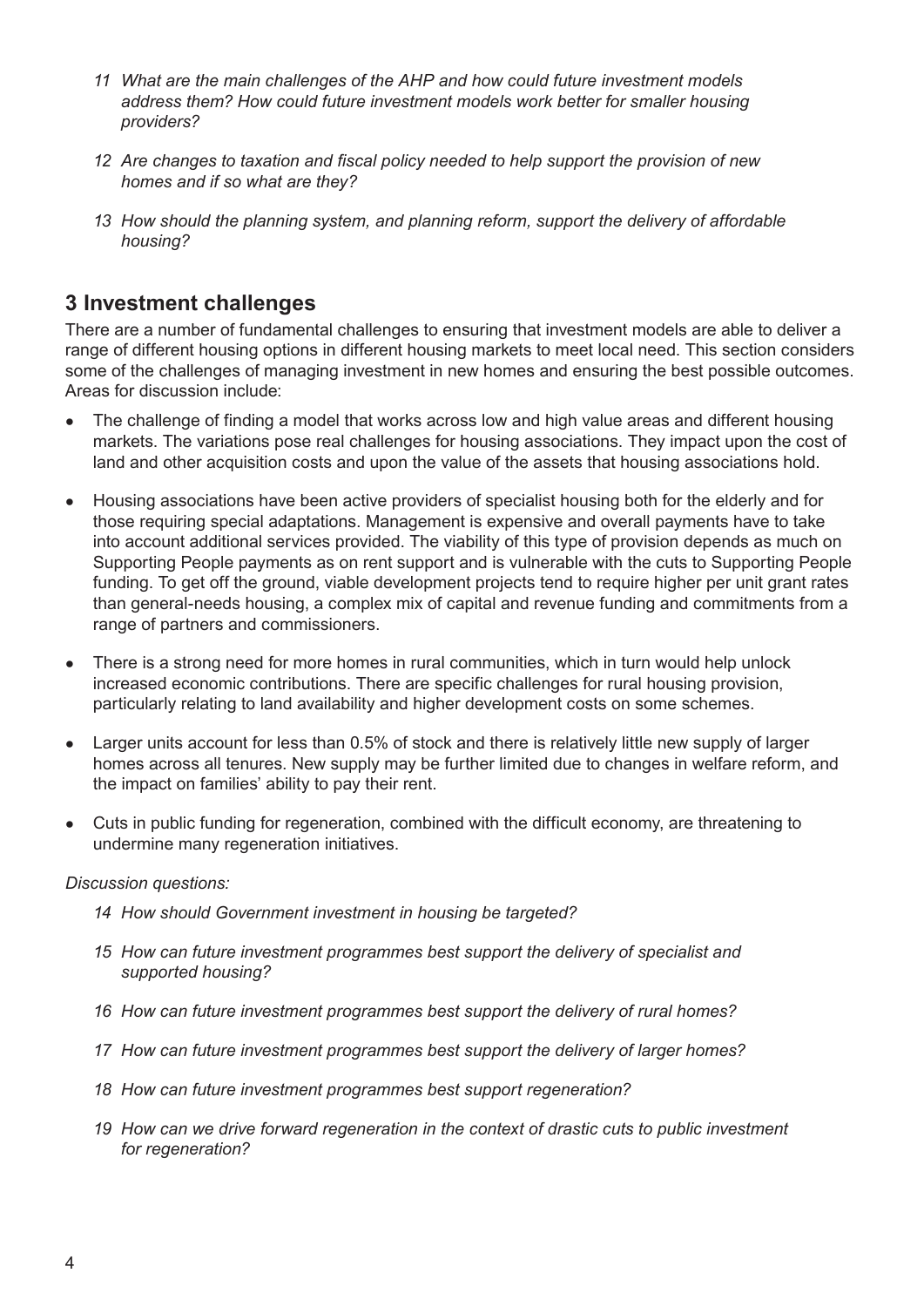*11 What are the main challenges of the AHP and how could future investment models address them? How could future investment models work better for smaller housing providers?*

*12 Are changes to taxation and fiscal policy needed to help support the provision of new homes and if so what are they?*

*13 How should the planning system, and planning reform, support the delivery of affordable housing?*

## 3 Investment challenges

There are a number of fundamental challenges to ensuring that investment models are able to deliver a range of different housing options in different housing markets to meet local need. This section considers some of the challenges of managing investment in new homes and ensuring the best possible outcomes. Areas for discussion include:

- The challenge of finding a model that works across low and high value areas and different housing markets. The variations pose real challenges for housing associations. They impact upon the cost of land and other acquisition costs and upon the value of the assets that housing associations hold.
- Housing associations have been active providers of specialist housing both for the elderly and for those requiring special adaptations. Management is expensive and overall payments have to take into account additional services provided. The viability of this type of provision depends as much on Supporting People payments as on rent support and is vulnerable with the cuts to Supporting People funding. To get off the ground, viable development projects tend to require higher per unit grant rates than general-needs housing, a complex mix of capital and revenue funding and commitments from a range of partners and commissioners.
- There is a strong need for more homes in rural communities, which in turn would help unlock increased economic contributions. There are specific challenges for rural housing provision, particularly relating to land availability and higher development costs on some schemes.
- Larger units account for less than 0.5% of stock and there is relatively little new supply of larger homes across all tenures. New supply may be further limited due to changes in welfare reform, and the impact on families' ability to pay their rent.
- Cuts in public funding for regeneration, combined with the difficult economy, are threatening to undermine many regeneration initiatives.

*Discussion questions:*

*14 How should Government investment in housing be targeted?*

*15 How can future investment programmes best support the delivery of specialist and supported housing?*

*16 How can future investment programmes best support the delivery of rural homes?*

*17 How can future investment programmes best support the delivery of larger homes?*

*18 How can future investment programmes best support regeneration?*

*19 How can we drive forward regeneration in the context of drastic cuts to public investment for regeneration?*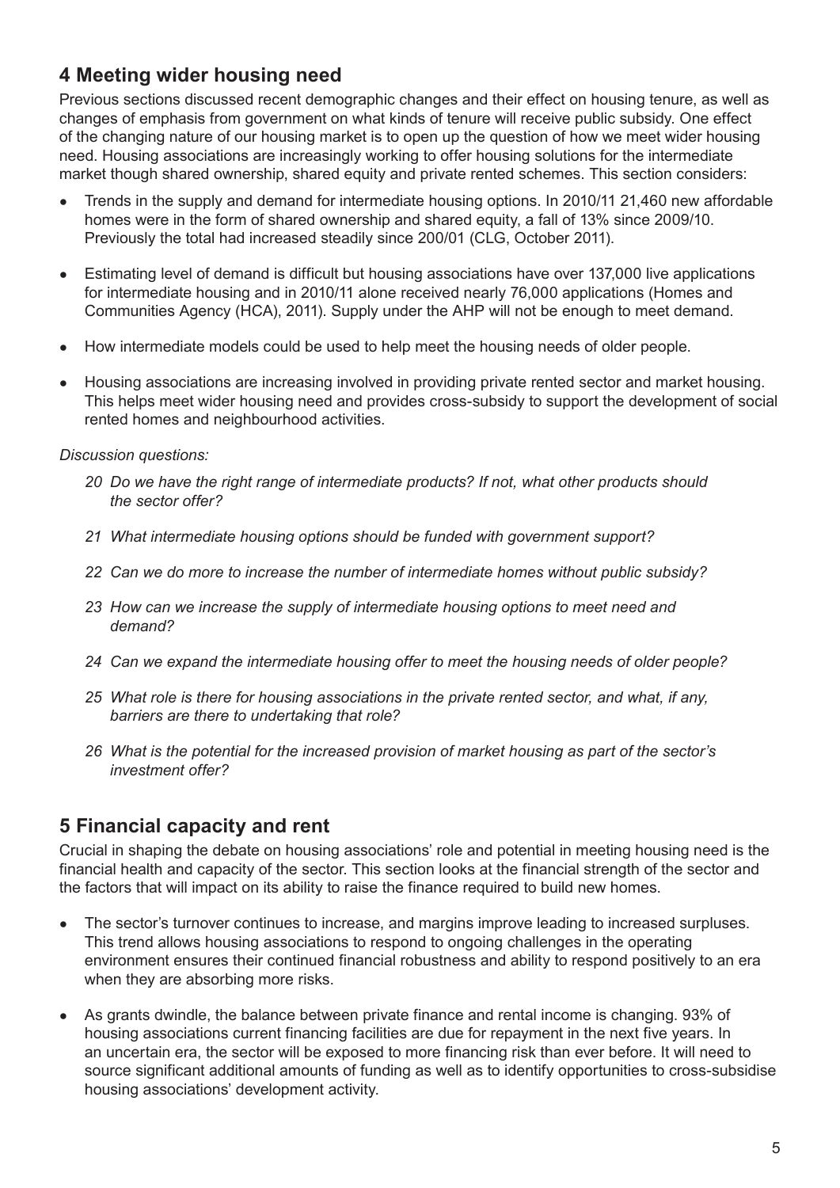## 4 Meeting wider housing need

Previous sections discussed recent demographic changes and their effect on housing tenure, as well as changes of emphasis from government on what kinds of tenure will receive public subsidy. One effect of the changing nature of our housing market is to open up the question of how we meet wider housing need. Housing associations are increasingly working to offer housing solutions for the intermediate market though shared ownership, shared equity and private rented schemes. This section considers:

- Trends in the supply and demand for intermediate housing options. In 2010/11 21,460 new affordable homes were in the form of shared ownership and shared equity, a fall of 13% since 2009/10. Previously the total had increased steadily since 200/01 (CLG, October 2011).
- Estimating level of demand is difficult but housing associations have over 137,000 live applications for intermediate housing and in 2010/11 alone received nearly 76,000 applications (Homes and Communities Agency (HCA), 2011). Supply under the AHP will not be enough to meet demand.
- How intermediate models could be used to help meet the housing needs of older people.
- Housing associations are increasing involved in providing private rented sector and market housing. This helps meet wider housing need and provides cross-subsidy to support the development of social rented homes and neighbourhood activities.

*Discussion questions:*

20 *Do we have the right range of intermediate products? If not, what other products should the sector offer?*

21 *What intermediate housing options should be funded with government support?*

22 *Can we do more to increase the number of intermediate homes without public subsidy?*

23 *How can we increase the supply of intermediate housing options to meet need and demand?*

24 *Can we expand the intermediate housing offer to meet the housing needs of older people?*

25 *What role is there for housing associations in the private rented sector, and what, if any, barriers are there to undertaking that role?*

26 *What is the potential for the increased provision of market housing as part of the sector's investment offer?*

## 5 Financial capacity and rent

Crucial in shaping the debate on housing associations' role and potential in meeting housing need is the financial health and capacity of the sector. This section looks at the financial strength of the sector and the factors that will impact on its ability to raise the finance required to build new homes.

- The sector's turnover continues to increase, and margins improve leading to increased surpluses. This trend allows housing associations to respond to ongoing challenges in the operating environment ensures their continued financial robustness and ability to respond positively to an era when they are absorbing more risks.
- As grants dwindle, the balance between private finance and rental income is changing. 93% of housing associations current financing facilities are due for repayment in the next five years. In an uncertain era, the sector will be exposed to more financing risk than ever before. It will need to source significant additional amounts of funding as well as to identify opportunities to cross-subsidise housing associations' development activity.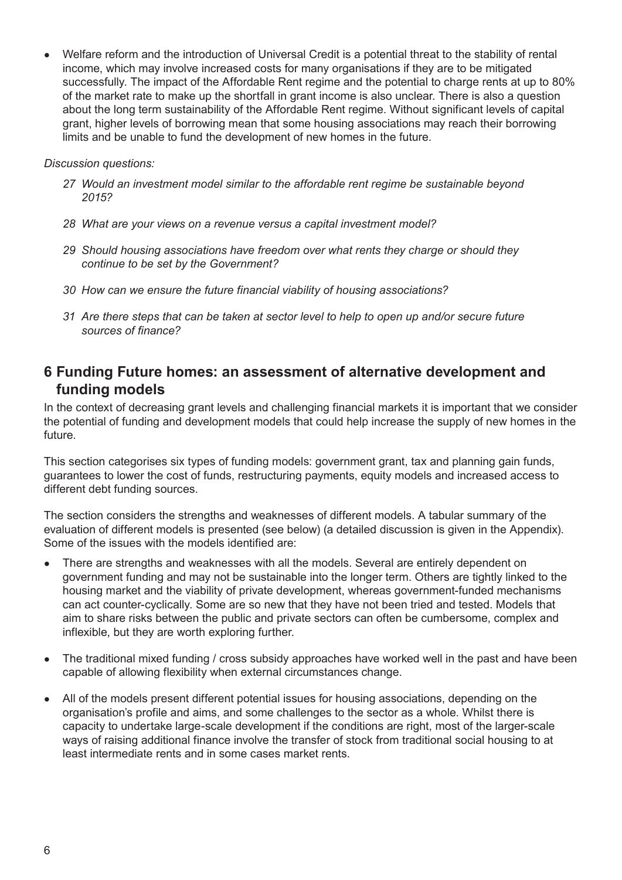- Welfare reform and the introduction of Universal Credit is a potential threat to the stability of rental income, which may involve increased costs for many organisations if they are to be mitigated successfully. The impact of the Affordable Rent regime and the potential to charge rents at up to 80% of the market rate to make up the shortfall in grant income is also unclear. There is also a question about the long term sustainability of the Affordable Rent regime. Without significant levels of capital grant, higher levels of borrowing mean that some housing associations may reach their borrowing limits and be unable to fund the development of new homes in the future.

*Discussion questions:*

27 *Would an investment model similar to the affordable rent regime be sustainable beyond 2015?*

28 *What are your views on a revenue versus a capital investment model?*

29 *Should housing associations have freedom over what rents they charge or should they continue to be set by the Government?*

30 *How can we ensure the future financial viability of housing associations?*

31 *Are there steps that can be taken at sector level to help to open up and/or secure future sources of finance?*

## 6 Funding Future homes: an assessment of alternative development and funding models

In the context of decreasing grant levels and challenging financial markets it is important that we consider the potential of funding and development models that could help increase the supply of new homes in the future.

This section categorises six types of funding models: government grant, tax and planning gain funds, guarantees to lower the cost of funds, restructuring payments, equity models and increased access to different debt funding sources.

The section considers the strengths and weaknesses of different models. A tabular summary of the evaluation of different models is presented (see below) (a detailed discussion is given in the Appendix). Some of the issues with the models identified are:

- There are strengths and weaknesses with all the models. Several are entirely dependent on government funding and may not be sustainable into the longer term. Others are tightly linked to the housing market and the viability of private development, whereas government-funded mechanisms can act counter-cyclically. Some are so new that they have not been tried and tested. Models that aim to share risks between the public and private sectors can often be cumbersome, complex and inflexible, but they are worth exploring further.

- The traditional mixed funding / cross subsidy approaches have worked well in the past and have been capable of allowing flexibility when external circumstances change.

- All of the models present different potential issues for housing associations, depending on the organisation's profile and aims, and some challenges to the sector as a whole. Whilst there is capacity to undertake large-scale development if the conditions are right, most of the larger-scale ways of raising additional finance involve the transfer of stock from traditional social housing to at least intermediate rents and in some cases market rents.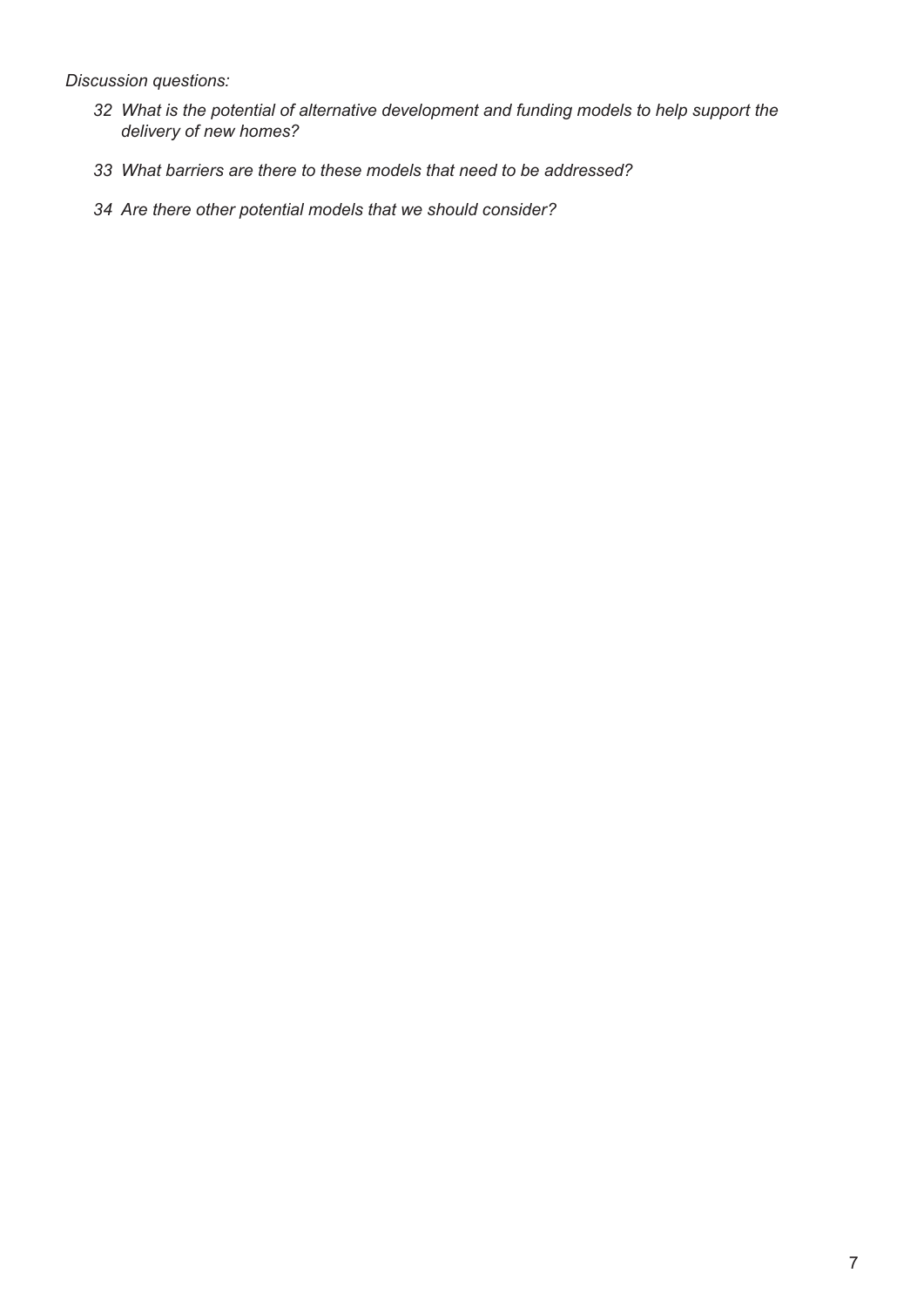*Discussion questions:*

32 *What is the potential of alternative development and funding models to help support the delivery of new homes?*

33 *What barriers are there to these models that need to be addressed?*

34 *Are there other potential models that we should consider?*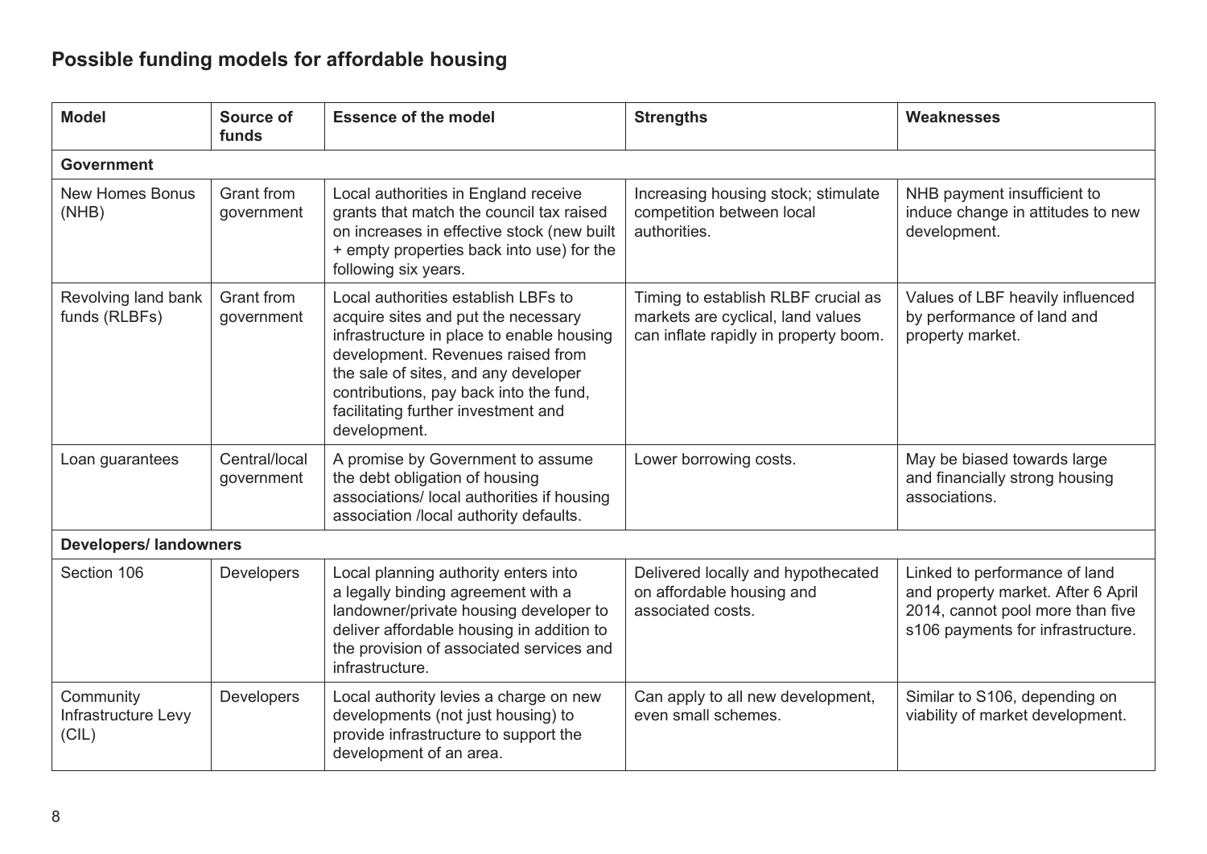## Possible funding models for affordable housing

| Model | Source of funds | Essence of the model | Strengths | Weaknesses |
|---|---|---|---|---|
| **Government** | | | | |
| New Homes Bonus (NHB) | Grant from government | Local authorities in England receive grants that match the council tax raised on increases in effective stock (new built + empty properties back into use) for the following six years. | Increasing housing stock; stimulate competition between local authorities. | NHB payment insufficient to induce change in attitudes to new development. |
| Revolving land bank funds (RLBFs) | Grant from government | Local authorities establish LBFs to acquire sites and put the necessary infrastructure in place to enable housing development. Revenues raised from the sale of sites, and any developer contributions, pay back into the fund, facilitating further investment and development. | Timing to establish RLBF crucial as markets are cyclical, land values can inflate rapidly in property boom. | Values of LBF heavily influenced by performance of land and property market. |
| Loan guarantees | Central/local government | A promise by Government to assume the debt obligation of housing associations/ local authorities if housing association /local authority defaults. | Lower borrowing costs. | May be biased towards large and financially strong housing associations. |
| **Developers/ landowners** | | | | |
| Section 106 | Developers | Local planning authority enters into a legally binding agreement with a landowner/private housing developer to deliver affordable housing in addition to the provision of associated services and infrastructure. | Delivered locally and hypothecated on affordable housing and associated costs. | Linked to performance of land and property market. After 6 April 2014, cannot pool more than five s106 payments for infrastructure. |
| Community Infrastructure Levy (CIL) | Developers | Local authority levies a charge on new developments (not just housing) to provide infrastructure to support the development of an area. | Can apply to all new development, even small schemes. | Similar to S106, depending on viability of market development. |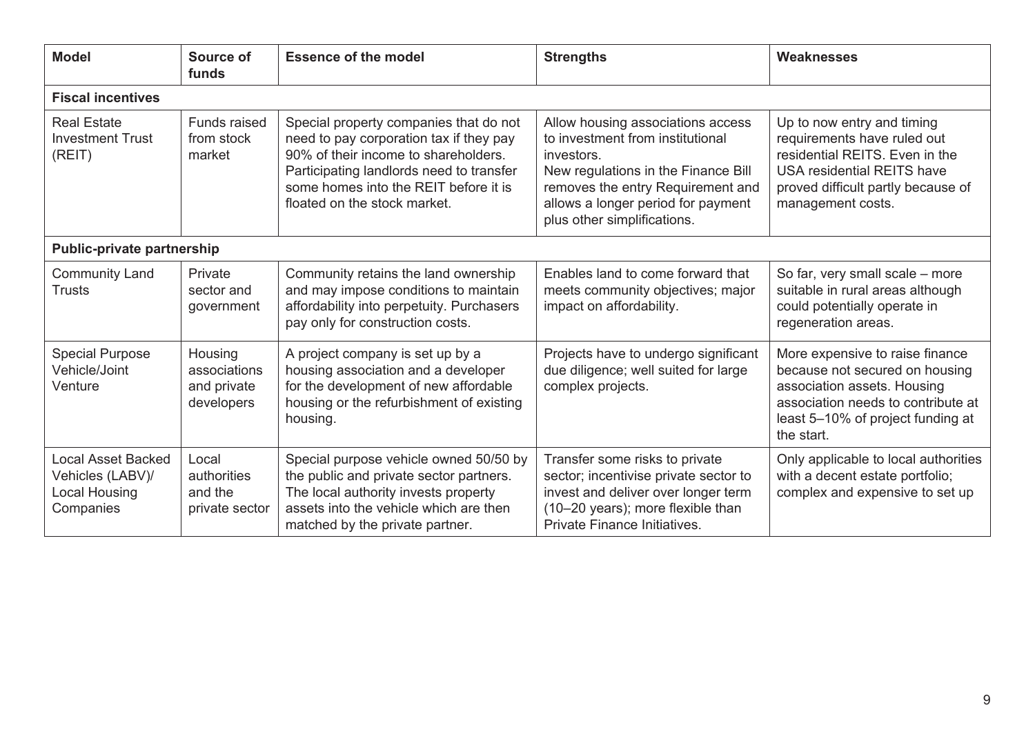| Model | Source of funds | Essence of the model | Strengths | Weaknesses |
|---|---|---|---|---|
| **Fiscal incentives** | | | | |
| Real Estate Investment Trust (REIT) | Funds raised from stock market | Special property companies that do not need to pay corporation tax if they pay 90% of their income to shareholders. Participating landlords need to transfer some homes into the REIT before it is floated on the stock market. | Allow housing associations access to investment from institutional investors. New regulations in the Finance Bill removes the entry Requirement and allows a longer period for payment plus other simplifications. | Up to now entry and timing requirements have ruled out residential REITS. Even in the USA residential REITS have proved difficult partly because of management costs. |
| **Public-private partnership** | | | | |
| Community Land Trusts | Private sector and government | Community retains the land ownership and may impose conditions to maintain affordability into perpetuity. Purchasers pay only for construction costs. | Enables land to come forward that meets community objectives; major impact on affordability. | So far, very small scale – more suitable in rural areas although could potentially operate in regeneration areas. |
| Special Purpose Vehicle/Joint Venture | Housing associations and private developers | A project company is set up by a housing association and a developer for the development of new affordable housing or the refurbishment of existing housing. | Projects have to undergo significant due diligence; well suited for large complex projects. | More expensive to raise finance because not secured on housing association assets. Housing association needs to contribute at least 5–10% of project funding at the start. |
| Local Asset Backed Vehicles (LABV)/ Local Housing Companies | Local authorities and the private sector | Special purpose vehicle owned 50/50 by the public and private sector partners. The local authority invests property assets into the vehicle which are then matched by the private partner. | Transfer some risks to private sector; incentivise private sector to invest and deliver over longer term (10–20 years); more flexible than Private Finance Initiatives. | Only applicable to local authorities with a decent estate portfolio; complex and expensive to set up |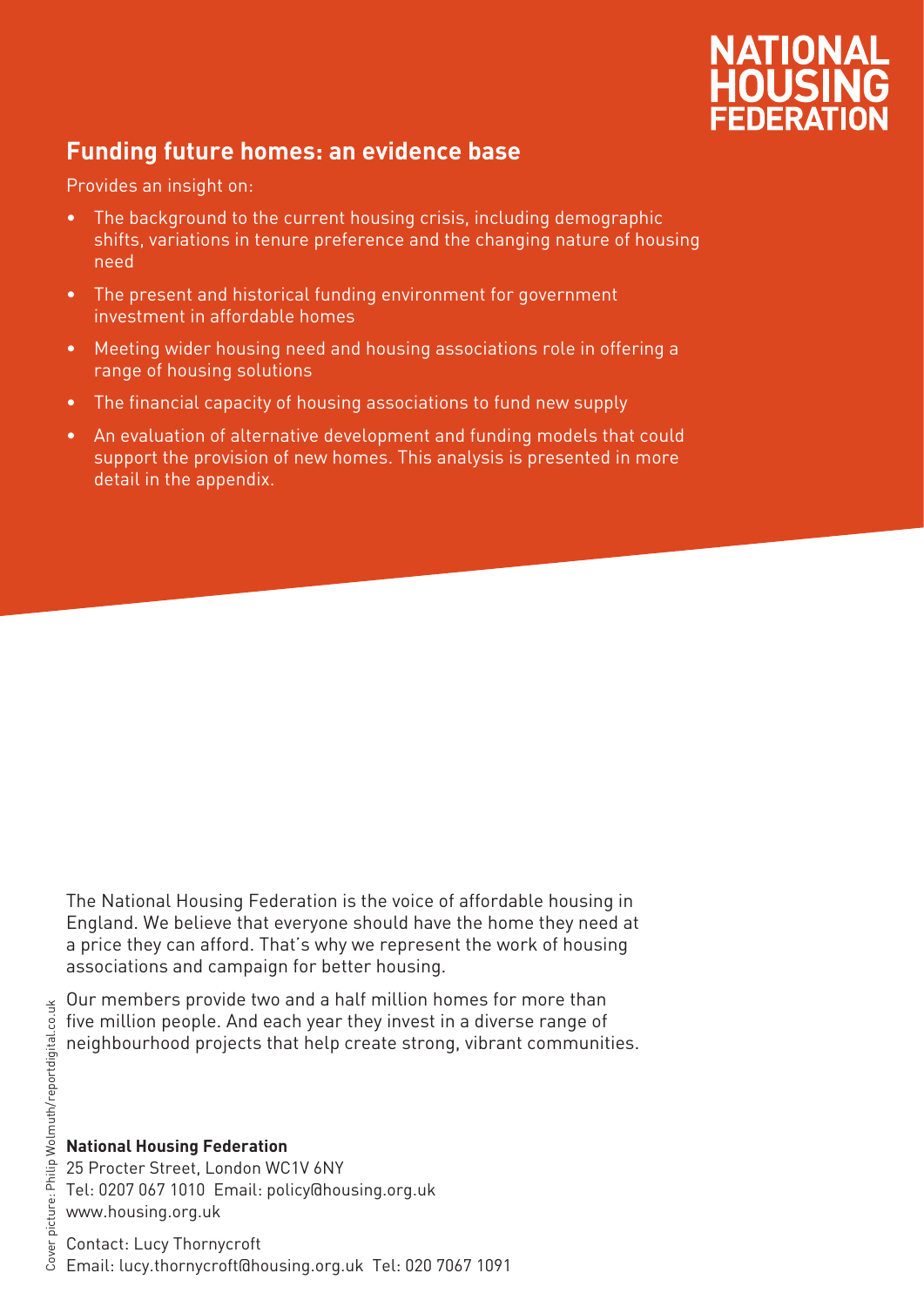# NATIONAL HOUSING FEDERATION

## Funding future homes: an evidence base

Provides an insight on:

- The background to the current housing crisis, including demographic shifts, variations in tenure preference and the changing nature of housing need
- The present and historical funding environment for government investment in affordable homes
- Meeting wider housing need and housing associations role in offering a range of housing solutions
- The financial capacity of housing associations to fund new supply
- An evaluation of alternative development and funding models that could support the provision of new homes. This analysis is presented in more detail in the appendix.

The National Housing Federation is the voice of affordable housing in England. We believe that everyone should have the home they need at a price they can afford. That's why we represent the work of housing associations and campaign for better housing.

Our members provide two and a half million homes for more than five million people. And each year they invest in a diverse range of neighbourhood projects that help create strong, vibrant communities.

**National Housing Federation**
25 Procter Street, London WC1V 6NY
Tel: 0207 067 1010 Email: policy@housing.org.uk
www.housing.org.uk

Contact: Lucy Thornycroft
Email: lucy.thornycroft@housing.org.uk Tel: 020 7067 1091

Cover picture: Philip Wolmuth/reportdigital.co.uk